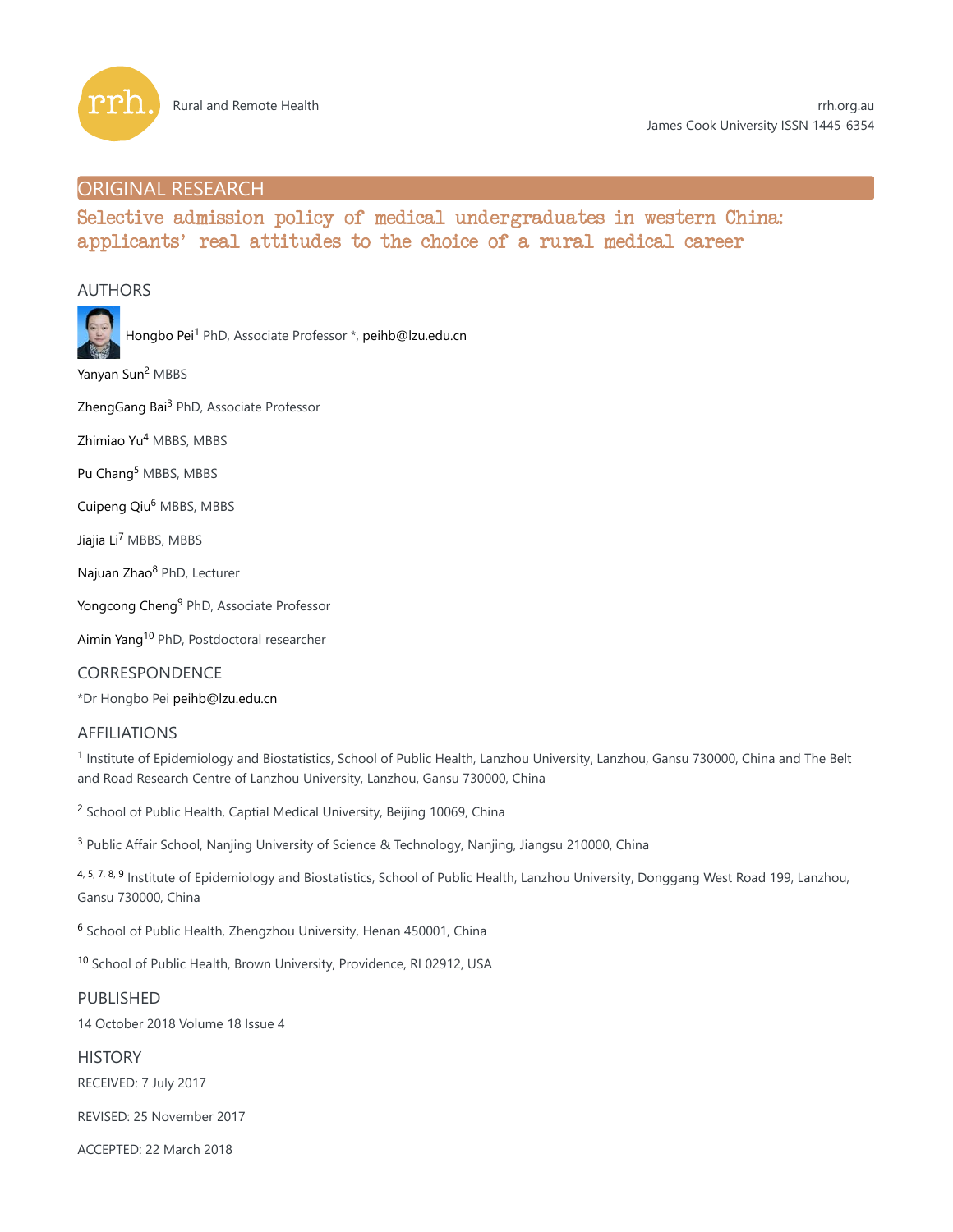Rural and Remote Health

rrh.org.au
James Cook University ISSN 1445-6354

ORIGINAL RESEARCH

# Selective admission policy of medical undergraduates in western China: applicants' real attitudes to the choice of a rural medical career

## AUTHORS

Hongbo Pei[1] PhD, Associate Professor *, peihb@lzu.edu.cn

Yanyan Sun[2] MBBS

ZhengGang Bai[3] PhD, Associate Professor

Zhimiao Yu[4] MBBS, MBBS

Pu Chang[5] MBBS, MBBS

Cuipeng Qiu[6] MBBS, MBBS

Jiajia Li[7] MBBS, MBBS

Najuan Zhao[8] PhD, Lecturer

Yongcong Cheng[9] PhD, Associate Professor

Aimin Yang[10] PhD, Postdoctoral researcher

## CORRESPONDENCE

*Dr Hongbo Pei peihb@lzu.edu.cn

## AFFILIATIONS

[1] Institute of Epidemiology and Biostatistics, School of Public Health, Lanzhou University, Lanzhou, Gansu 730000, China and The Belt and Road Research Centre of Lanzhou University, Lanzhou, Gansu 730000, China

[2] School of Public Health, Captial Medical University, Beijing 10069, China

[3] Public Affair School, Nanjing University of Science & Technology, Nanjing, Jiangsu 210000, China

[4, 5, 7, 8, 9] Institute of Epidemiology and Biostatistics, School of Public Health, Lanzhou University, Donggang West Road 199, Lanzhou, Gansu 730000, China

[6] School of Public Health, Zhengzhou University, Henan 450001, China

[10] School of Public Health, Brown University, Providence, RI 02912, USA

## PUBLISHED

14 October 2018 Volume 18 Issue 4

## HISTORY

RECEIVED: 7 July 2017

REVISED: 25 November 2017

ACCEPTED: 22 March 2018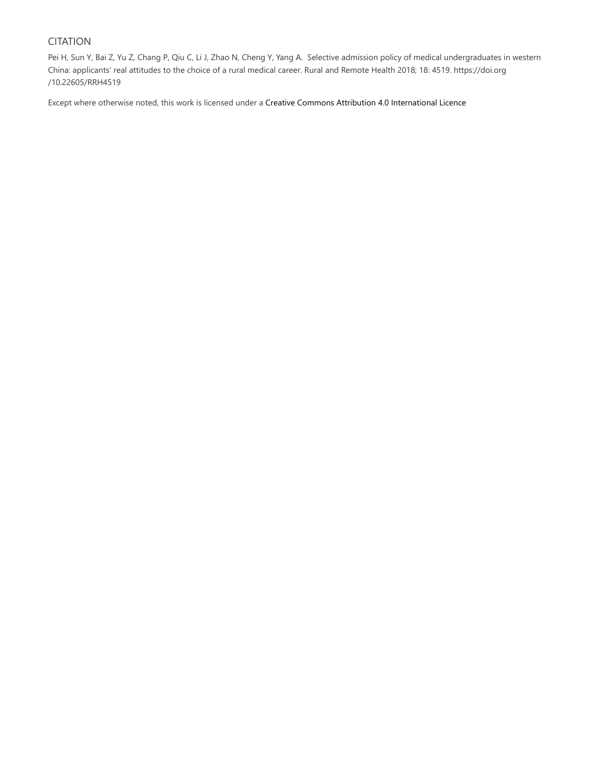## CITATION

Pei H, Sun Y, Bai Z, Yu Z, Chang P, Qiu C, Li J, Zhao N, Cheng Y, Yang A. Selective admission policy of medical undergraduates in western China: applicants' real attitudes to the choice of a rural medical career. Rural and Remote Health 2018; 18: 4519. https://doi.org/10.22605/RRH4519

Except where otherwise noted, this work is licensed under a Creative Commons Attribution 4.0 International Licence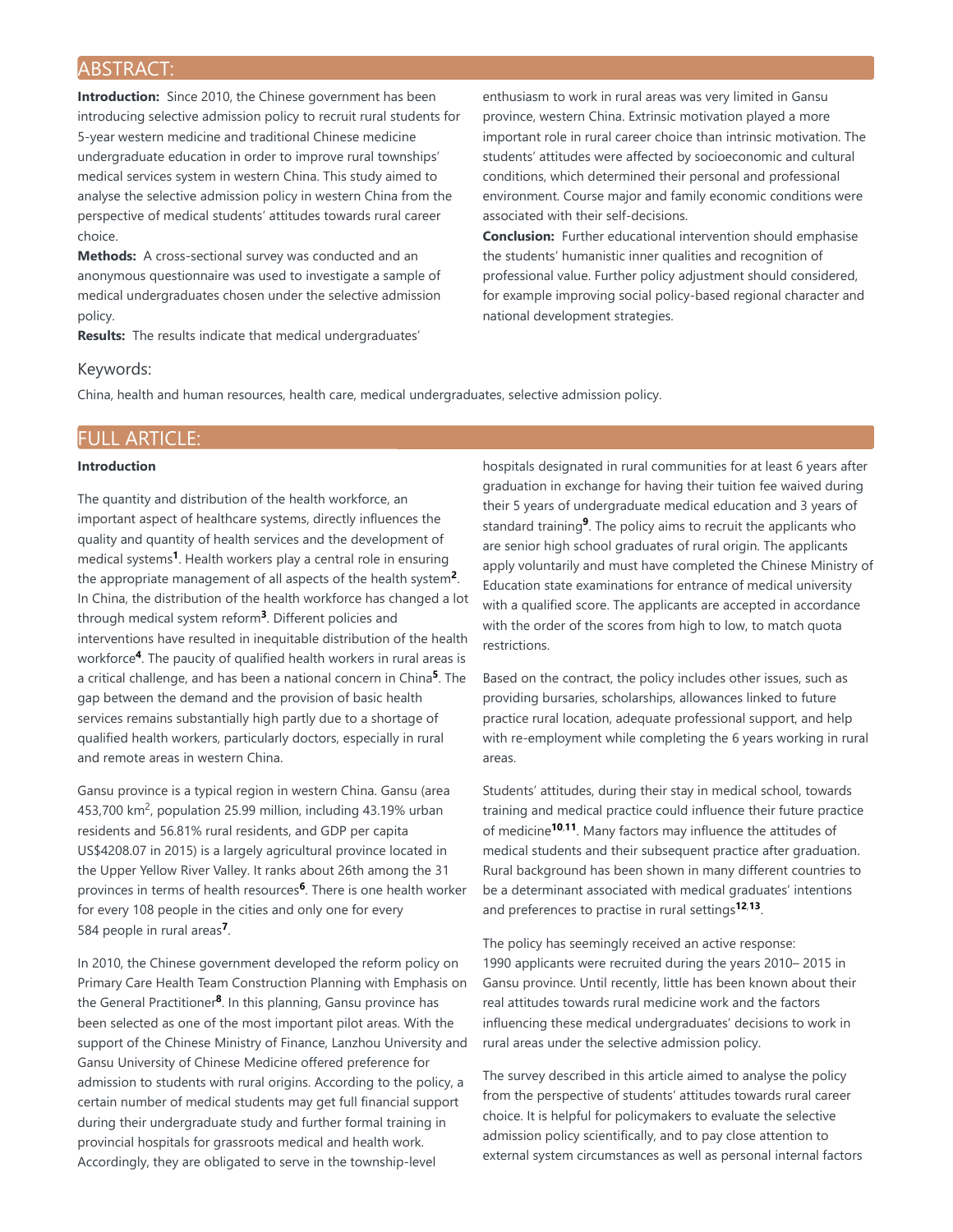## ABSTRACT:

**Introduction:** Since 2010, the Chinese government has been introducing selective admission policy to recruit rural students for 5-year western medicine and traditional Chinese medicine undergraduate education in order to improve rural townships' medical services system in western China. This study aimed to analyse the selective admission policy in western China from the perspective of medical students' attitudes towards rural career choice.

**Methods:** A cross-sectional survey was conducted and an anonymous questionnaire was used to investigate a sample of medical undergraduates chosen under the selective admission policy.

**Results:** The results indicate that medical undergraduates' enthusiasm to work in rural areas was very limited in Gansu province, western China. Extrinsic motivation played a more important role in rural career choice than intrinsic motivation. The students' attitudes were affected by socioeconomic and cultural conditions, which determined their personal and professional environment. Course major and family economic conditions were associated with their self-decisions.

**Conclusion:** Further educational intervention should emphasise the students' humanistic inner qualities and recognition of professional value. Further policy adjustment should considered, for example improving social policy-based regional character and national development strategies.

### Keywords:

China, health and human resources, health care, medical undergraduates, selective admission policy.

## FULL ARTICLE:

### Introduction

The quantity and distribution of the health workforce, an important aspect of healthcare systems, directly influences the quality and quantity of health services and the development of medical systems[1]. Health workers play a central role in ensuring the appropriate management of all aspects of the health system[2]. In China, the distribution of the health workforce has changed a lot through medical system reform[3]. Different policies and interventions have resulted in inequitable distribution of the health workforce[4]. The paucity of qualified health workers in rural areas is a critical challenge, and has been a national concern in China[5]. The gap between the demand and the provision of basic health services remains substantially high partly due to a shortage of qualified health workers, particularly doctors, especially in rural and remote areas in western China.

Gansu province is a typical region in western China. Gansu (area 453,700 km$^2$, population 25.99 million, including 43.19% urban residents and 56.81% rural residents, and GDP per capita US$4208.07 in 2015) is a largely agricultural province located in the Upper Yellow River Valley. It ranks about 26th among the 31 provinces in terms of health resources[6]. There is one health worker for every 108 people in the cities and only one for every 584 people in rural areas[7].

In 2010, the Chinese government developed the reform policy on Primary Care Health Team Construction Planning with Emphasis on the General Practitioner[8]. In this planning, Gansu province has been selected as one of the most important pilot areas. With the support of the Chinese Ministry of Finance, Lanzhou University and Gansu University of Chinese Medicine offered preference for admission to students with rural origins. According to the policy, a certain number of medical students may get full financial support during their undergraduate study and further formal training in provincial hospitals for grassroots medical and health work. Accordingly, they are obligated to serve in the township-level hospitals designated in rural communities for at least 6 years after graduation in exchange for having their tuition fee waived during their 5 years of undergraduate medical education and 3 years of standard training[9]. The policy aims to recruit the applicants who are senior high school graduates of rural origin. The applicants apply voluntarily and must have completed the Chinese Ministry of Education state examinations for entrance of medical university with a qualified score. The applicants are accepted in accordance with the order of the scores from high to low, to match quota restrictions.

Based on the contract, the policy includes other issues, such as providing bursaries, scholarships, allowances linked to future practice rural location, adequate professional support, and help with re-employment while completing the 6 years working in rural areas.

Students' attitudes, during their stay in medical school, towards training and medical practice could influence their future practice of medicine[10,11]. Many factors may influence the attitudes of medical students and their subsequent practice after graduation. Rural background has been shown in many different countries to be a determinant associated with medical graduates' intentions and preferences to practise in rural settings[12,13].

The policy has seemingly received an active response: 1990 applicants were recruited during the years 2010– 2015 in Gansu province. Until recently, little has been known about their real attitudes towards rural medicine work and the factors influencing these medical undergraduates' decisions to work in rural areas under the selective admission policy.

The survey described in this article aimed to analyse the policy from the perspective of students' attitudes towards rural career choice. It is helpful for policymakers to evaluate the selective admission policy scientifically, and to pay close attention to external system circumstances as well as personal internal factors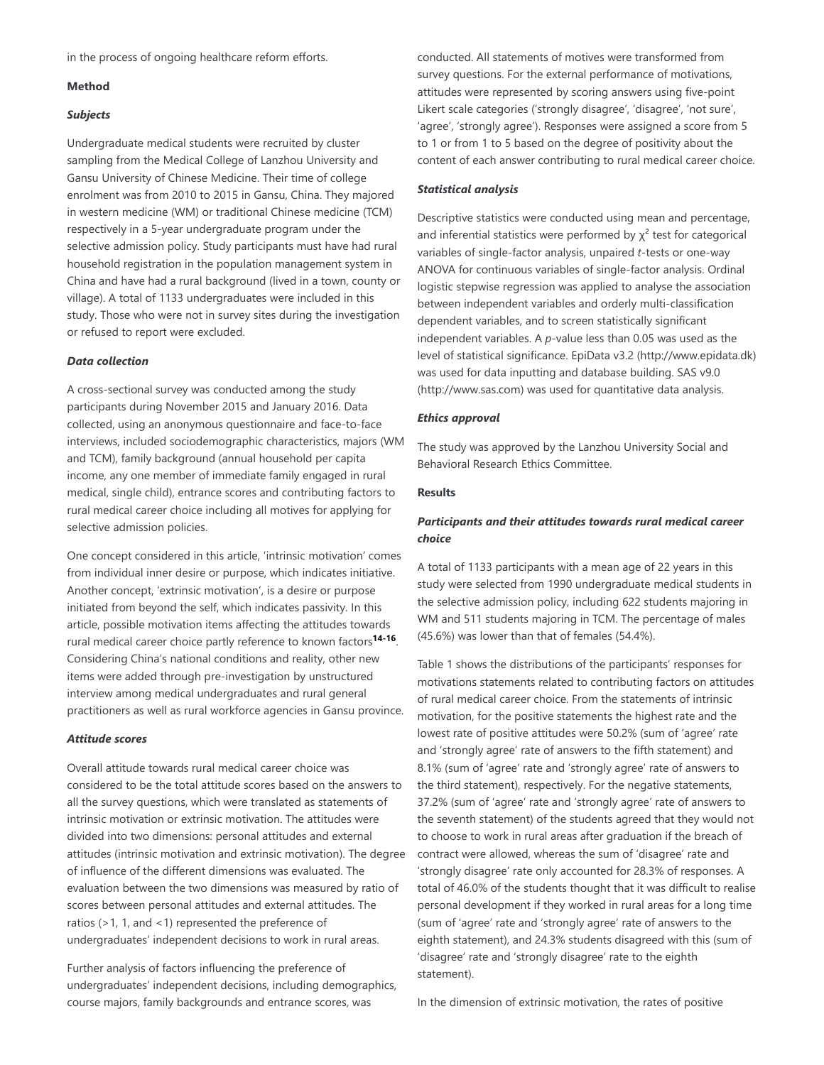in the process of ongoing healthcare reform efforts.

**Method**

***Subjects***

Undergraduate medical students were recruited by cluster sampling from the Medical College of Lanzhou University and Gansu University of Chinese Medicine. Their time of college enrolment was from 2010 to 2015 in Gansu, China. They majored in western medicine (WM) or traditional Chinese medicine (TCM) respectively in a 5-year undergraduate program under the selective admission policy. Study participants must have had rural household registration in the population management system in China and have had a rural background (lived in a town, county or village). A total of 1133 undergraduates were included in this study. Those who were not in survey sites during the investigation or refused to report were excluded.

***Data collection***

A cross-sectional survey was conducted among the study participants during November 2015 and January 2016. Data collected, using an anonymous questionnaire and face-to-face interviews, included sociodemographic characteristics, majors (WM and TCM), family background (annual household per capita income, any one member of immediate family engaged in rural medical, single child), entrance scores and contributing factors to rural medical career choice including all motives for applying for selective admission policies.

One concept considered in this article, 'intrinsic motivation' comes from individual inner desire or purpose, which indicates initiative. Another concept, 'extrinsic motivation', is a desire or purpose initiated from beyond the self, which indicates passivity. In this article, possible motivation items affecting the attitudes towards rural medical career choice partly reference to known factors[14-16]. Considering China's national conditions and reality, other new items were added through pre-investigation by unstructured interview among medical undergraduates and rural general practitioners as well as rural workforce agencies in Gansu province.

***Attitude scores***

Overall attitude towards rural medical career choice was considered to be the total attitude scores based on the answers to all the survey questions, which were translated as statements of intrinsic motivation or extrinsic motivation. The attitudes were divided into two dimensions: personal attitudes and external attitudes (intrinsic motivation and extrinsic motivation). The degree of influence of the different dimensions was evaluated. The evaluation between the two dimensions was measured by ratio of scores between personal attitudes and external attitudes. The ratios (>1, 1, and <1) represented the preference of undergraduates' independent decisions to work in rural areas.

Further analysis of factors influencing the preference of undergraduates' independent decisions, including demographics, course majors, family backgrounds and entrance scores, was conducted. All statements of motives were transformed from survey questions. For the external performance of motivations, attitudes were represented by scoring answers using five-point Likert scale categories ('strongly disagree', 'disagree', 'not sure', 'agree', 'strongly agree'). Responses were assigned a score from 5 to 1 or from 1 to 5 based on the degree of positivity about the content of each answer contributing to rural medical career choice.

***Statistical analysis***

Descriptive statistics were conducted using mean and percentage, and inferential statistics were performed by $\chi^2$ test for categorical variables of single-factor analysis, unpaired *t*-tests or one-way ANOVA for continuous variables of single-factor analysis. Ordinal logistic stepwise regression was applied to analyse the association between independent variables and orderly multi-classification dependent variables, and to screen statistically significant independent variables. A *p*-value less than 0.05 was used as the level of statistical significance. EpiData v3.2 (http://www.epidata.dk) was used for data inputting and database building. SAS v9.0 (http://www.sas.com) was used for quantitative data analysis.

***Ethics approval***

The study was approved by the Lanzhou University Social and Behavioral Research Ethics Committee.

**Results**

***Participants and their attitudes towards rural medical career choice***

A total of 1133 participants with a mean age of 22 years in this study were selected from 1990 undergraduate medical students in the selective admission policy, including 622 students majoring in WM and 511 students majoring in TCM. The percentage of males (45.6%) was lower than that of females (54.4%).

Table 1 shows the distributions of the participants' responses for motivations statements related to contributing factors on attitudes of rural medical career choice. From the statements of intrinsic motivation, for the positive statements the highest rate and the lowest rate of positive attitudes were 50.2% (sum of 'agree' rate and 'strongly agree' rate of answers to the fifth statement) and 8.1% (sum of 'agree' rate and 'strongly agree' rate of answers to the third statement), respectively. For the negative statements, 37.2% (sum of 'agree' rate and 'strongly agree' rate of answers to the seventh statement) of the students agreed that they would not to choose to work in rural areas after graduation if the breach of contract were allowed, whereas the sum of 'disagree' rate and 'strongly disagree' rate only accounted for 28.3% of responses. A total of 46.0% of the students thought that it was difficult to realise personal development if they worked in rural areas for a long time (sum of 'agree' rate and 'strongly agree' rate of answers to the eighth statement), and 24.3% students disagreed with this (sum of 'disagree' rate and 'strongly disagree' rate to the eighth statement).

In the dimension of extrinsic motivation, the rates of positive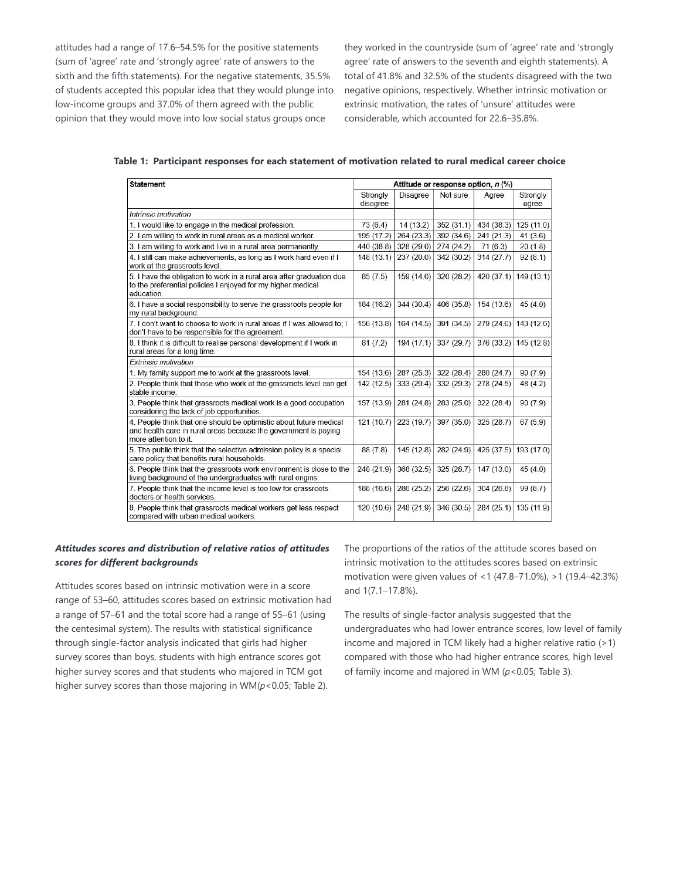attitudes had a range of 17.6–54.5% for the positive statements (sum of 'agree' rate and 'strongly agree' rate of answers to the sixth and the fifth statements). For the negative statements, 35.5% of students accepted this popular idea that they would plunge into low-income groups and 37.0% of them agreed with the public opinion that they would move into low social status groups once they worked in the countryside (sum of 'agree' rate and 'strongly agree' rate of answers to the seventh and eighth statements). A total of 41.8% and 32.5% of the students disagreed with the two negative opinions, respectively. Whether intrinsic motivation or extrinsic motivation, the rates of 'unsure' attitudes were considerable, which accounted for 22.6–35.8%.

**Table 1: Participant responses for each statement of motivation related to rural medical career choice**

| Statement | Attitude or response option, *n* (%) | | | | |
|---|---|---|---|---|---|
| | Strongly disagree | Disagree | Not sure | Agree | Strongly agree |
| *Intrinsic motivation* | | | | | |
| 1. I would like to engage in the medical profession. | 73 (6.4) | 14 (13.2) | 352 (31.1) | 434 (38.3) | 125 (11.0) |
| 2. I am willing to work in rural areas as a medical worker. | 195 (17.2) | 264 (23.3) | 392 (34.6) | 241 (21.3) | 41 (3.6) |
| 3. I am willing to work and live in a rural area permanently. | 440 (38.8) | 328 (29.0) | 274 (24.2) | 71 (6.3) | 20 (1.8) |
| 4. I still can make achievements, as long as I work hard even if I work at the grassroots level. | 148 (13.1) | 237 (20.0) | 342 (30.2) | 314 (27.7) | 92 (8.1) |
| 5. I have the obligation to work in a rural area after graduation due to the preferential policies I enjoyed for my higher medical education. | 85 (7.5) | 159 (14.0) | 320 (28.2) | 420 (37.1) | 149 (13.1) |
| 6. I have a social responsibility to serve the grassroots people for my rural background. | 184 (16.2) | 344 (30.4) | 406 (35.8) | 154 (13.6) | 45 (4.0) |
| 7. I don't want to choose to work in rural areas if I was allowed to; I don't have to be responsible for the agreement. | 156 (13.8) | 164 (14.5) | 391 (34.5) | 279 (24.6) | 143 (12.6) |
| 8. I think it is difficult to realise personal development if I work in rural areas for a long time. | 81 (7.2) | 194 (17.1) | 337 (29.7) | 376 (33.2) | 145 (12.8) |
| *Extrinsic motivation* | | | | | |
| 1. My family support me to work at the grassroots level. | 154 (13.6) | 287 (25.3) | 322 (28.4) | 280 (24.7) | 90 (7.9) |
| 2. People think that those who work at the grassroots level can get stable income. | 142 (12.5) | 333 (29.4) | 332 (29.3) | 278 (24.5) | 48 (4.2) |
| 3. People think that grassroots medical work is a good occupation considering the lack of job opportunities. | 157 (13.9) | 281 (24.8) | 283 (25.0) | 322 (28.4) | 90 (7.9) |
| 4. People think that one should be optimistic about future medical and health care in rural areas because the government is paying more attention to it. | 121 (10.7) | 223 (19.7) | 397 (35.0) | 325 (28.7) | 67 (5.9) |
| 5. The public think that the selective admission policy is a special care policy that benefits rural households. | 88 (7.8) | 145 (12.8) | 282 (24.9) | 425 (37.5) | 193 (17.0) |
| 6. People think that the grassroots work environment is close to the living background of the undergraduates with rural origins. | 248 (21.9) | 368 (32.5) | 325 (28.7) | 147 (13.0) | 45 (4.0) |
| 7. People think that the income level is too low for grassroots doctors or health services. | 188 (16.6) | 286 (25.2) | 256 (22.6) | 304 (26.8) | 99 (8.7) |
| 8. People think that grassroots medical workers get less respect compared with urban medical workers. | 120 (10.6) | 248 (21.9) | 346 (30.5) | 284 (25.1) | 135 (11.9) |

***Attitudes scores and distribution of relative ratios of attitudes scores for different backgrounds***

Attitudes scores based on intrinsic motivation were in a score range of 53–60, attitudes scores based on extrinsic motivation had a range of 57–61 and the total score had a range of 55–61 (using the centesimal system). The results with statistical significance through single-factor analysis indicated that girls had higher survey scores than boys, students with high entrance scores got higher survey scores and that students who majored in TCM got higher survey scores than those majoring in WM($p<0.05$; Table 2).

The proportions of the ratios of the attitude scores based on intrinsic motivation to the attitudes scores based on extrinsic motivation were given values of <1 (47.8–71.0%), >1 (19.4–42.3%) and 1(7.1–17.8%).

The results of single-factor analysis suggested that the undergraduates who had lower entrance scores, low level of family income and majored in TCM likely had a higher relative ratio (>1) compared with those who had higher entrance scores, high level of family income and majored in WM ($p<0.05$; Table 3).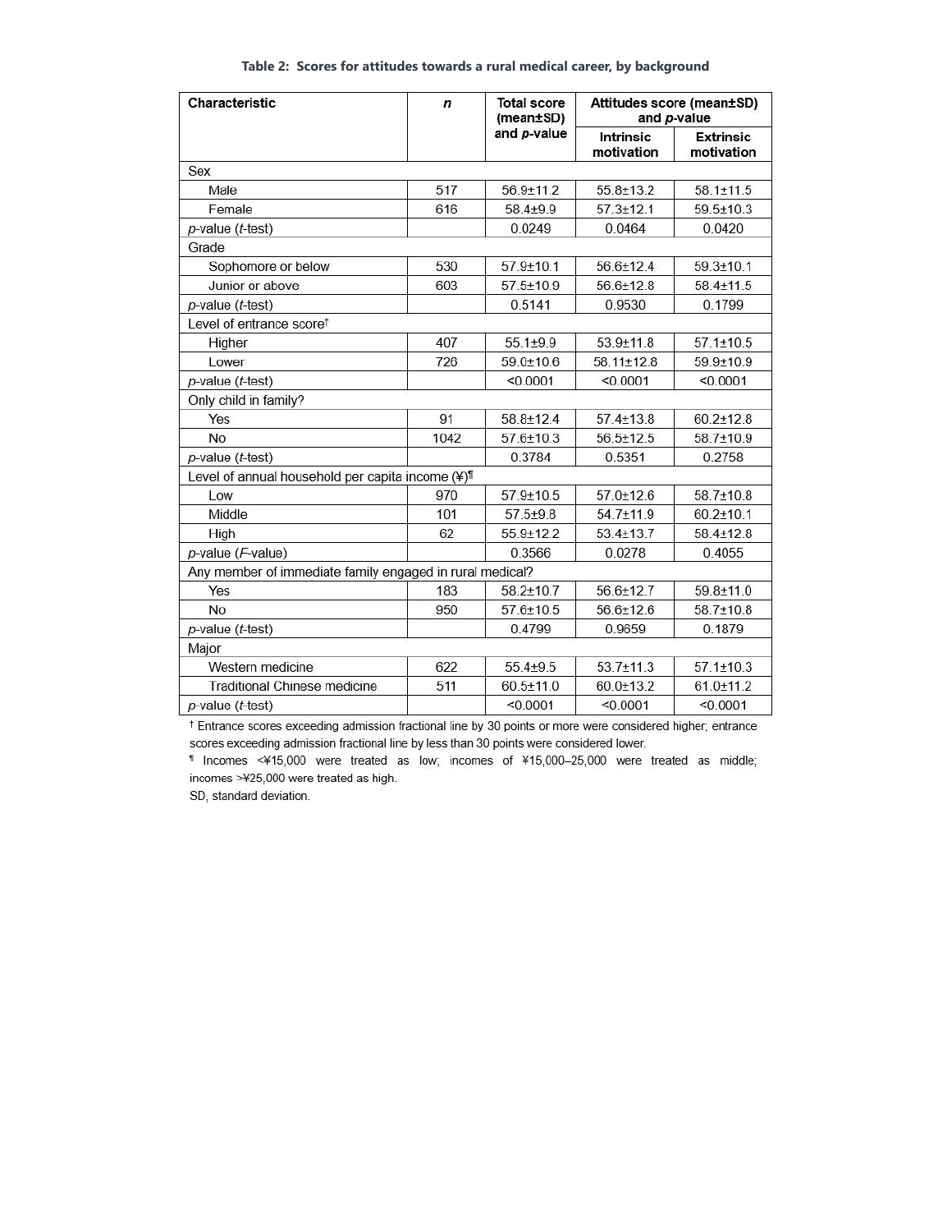**Table 2: Scores for attitudes towards a rural medical career, by background**

| Characteristic | *n* | Total score (mean±SD) and *p*-value | Attitudes score (mean±SD) and *p*-value | |
|---|---|---|---|---|
| | | | Intrinsic motivation | Extrinsic motivation |
| **Sex** | | | | |
| Male | 517 | 56.9±11.2 | 55.8±13.2 | 58.1±11.5 |
| Female | 616 | 58.4±9.9 | 57.3±12.1 | 59.5±10.3 |
| *p*-value (*t*-test) | | 0.0249 | 0.0464 | 0.0420 |
| **Grade** | | | | |
| Sophomore or below | 530 | 57.9±10.1 | 56.6±12.4 | 59.3±10.1 |
| Junior or above | 603 | 57.5±10.9 | 56.6±12.8 | 58.4±11.5 |
| *p*-value (*t*-test) | | 0.5141 | 0.9530 | 0.1799 |
| **Level of entrance score**† | | | | |
| Higher | 407 | 55.1±9.9 | 53.9±11.8 | 57.1±10.5 |
| Lower | 726 | 59.0±10.6 | 58.11±12.8 | 59.9±10.9 |
| *p*-value (*t*-test) | | <0.0001 | <0.0001 | <0.0001 |
| **Only child in family?** | | | | |
| Yes | 91 | 58.8±12.4 | 57.4±13.8 | 60.2±12.8 |
| No | 1042 | 57.6±10.3 | 56.5±12.5 | 58.7±10.9 |
| *p*-value (*t*-test) | | 0.3784 | 0.5351 | 0.2758 |
| **Level of annual household per capita income (¥)**¶ | | | | |
| Low | 970 | 57.9±10.5 | 57.0±12.6 | 58.7±10.8 |
| Middle | 101 | 57.5±9.8 | 54.7±11.9 | 60.2±10.1 |
| High | 62 | 55.9±12.2 | 53.4±13.7 | 58.4±12.8 |
| *p*-value (*F*-value) | | 0.3566 | 0.0278 | 0.4055 |
| **Any member of immediate family engaged in rural medical?** | | | | |
| Yes | 183 | 58.2±10.7 | 56.6±12.7 | 59.8±11.0 |
| No | 950 | 57.6±10.5 | 56.6±12.6 | 58.7±10.8 |
| *p*-value (*t*-test) | | 0.4799 | 0.9659 | 0.1879 |
| **Major** | | | | |
| Western medicine | 622 | 55.4±9.5 | 53.7±11.3 | 57.1±10.3 |
| Traditional Chinese medicine | 511 | 60.5±11.0 | 60.0±13.2 | 61.0±11.2 |
| *p*-value (*t*-test) | | <0.0001 | <0.0001 | <0.0001 |

† Entrance scores exceeding admission fractional line by 30 points or more were considered higher; entrance scores exceeding admission fractional line by less than 30 points were considered lower.

¶ Incomes <¥15,000 were treated as low; incomes of ¥15,000–25,000 were treated as middle; incomes >¥25,000 were treated as high.

SD, standard deviation.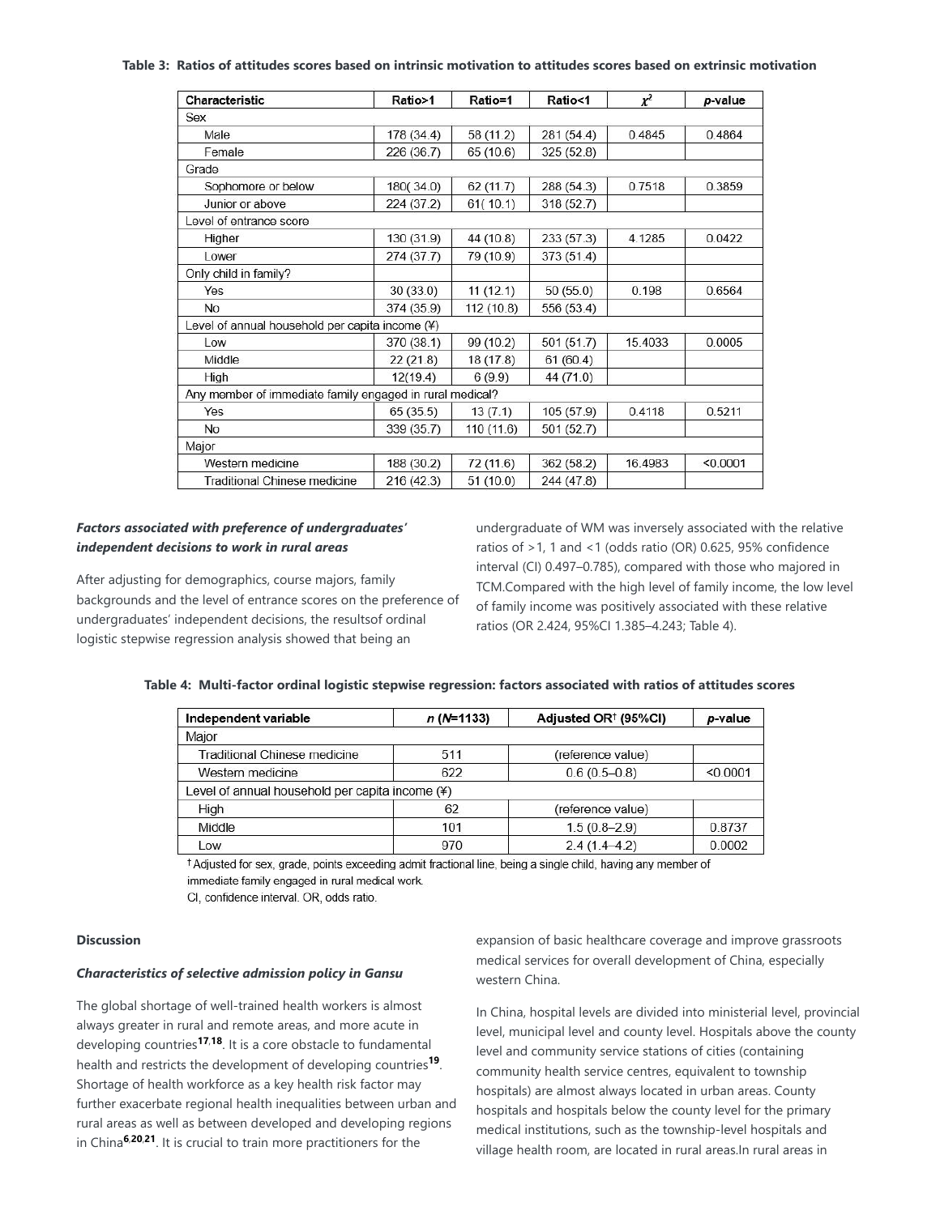**Table 3: Ratios of attitudes scores based on intrinsic motivation to attitudes scores based on extrinsic motivation**

| Characteristic | Ratio>1 | Ratio=1 | Ratio<1 | $\chi^2$ | *p*-value |
|---|---|---|---|---|---|
| Sex | | | | | |
| Male | 178 (34.4) | 58 (11.2) | 281 (54.4) | 0.4845 | 0.4864 |
| Female | 226 (36.7) | 65 (10.6) | 325 (52.8) | | |
| Grade | | | | | |
| Sophomore or below | 180( 34.0) | 62 (11.7) | 288 (54.3) | 0.7518 | 0.3859 |
| Junior or above | 224 (37.2) | 61( 10.1) | 318 (52.7) | | |
| Level of entrance score | | | | | |
| Higher | 130 (31.9) | 44 (10.8) | 233 (57.3) | 4.1285 | 0.0422 |
| Lower | 274 (37.7) | 79 (10.9) | 373 (51.4) | | |
| Only child in family? | | | | | |
| Yes | 30 (33.0) | 11 (12.1) | 50 (55.0) | 0.198 | 0.6564 |
| No | 374 (35.9) | 112 (10.8) | 556 (53.4) | | |
| Level of annual household per capita income (¥) | | | | | |
| Low | 370 (38.1) | 99 (10.2) | 501 (51.7) | 15.4033 | 0.0005 |
| Middle | 22 (21.8) | 18 (17.8) | 61 (60.4) | | |
| High | 12(19.4) | 6 (9.9) | 44 (71.0) | | |
| Any member of immediate family engaged in rural medical? | | | | | |
| Yes | 65 (35.5) | 13 (7.1) | 105 (57.9) | 0.4118 | 0.5211 |
| No | 339 (35.7) | 110 (11.6) | 501 (52.7) | | |
| Major | | | | | |
| Western medicine | 188 (30.2) | 72 (11.6) | 362 (58.2) | 16.4983 | <0.0001 |
| Traditional Chinese medicine | 216 (42.3) | 51 (10.0) | 244 (47.8) | | |

***Factors associated with preference of undergraduates' independent decisions to work in rural areas***

After adjusting for demographics, course majors, family backgrounds and the level of entrance scores on the preference of undergraduates' independent decisions, the resultsof ordinal logistic stepwise regression analysis showed that being an undergraduate of WM was inversely associated with the relative ratios of >1, 1 and <1 (odds ratio (OR) 0.625, 95% confidence interval (CI) 0.497–0.785), compared with those who majored in TCM.Compared with the high level of family income, the low level of family income was positively associated with these relative ratios (OR 2.424, 95%CI 1.385–4.243; Table 4).

**Table 4: Multi-factor ordinal logistic stepwise regression: factors associated with ratios of attitudes scores**

| Independent variable | *n* (*N*=1133) | Adjusted OR† (95%CI) | *p*-value |
|---|---|---|---|
| Major | | | |
| Traditional Chinese medicine | 511 | (reference value) | |
| Western medicine | 622 | 0.6 (0.5–0.8) | <0.0001 |
| Level of annual household per capita income (¥) | | | |
| High | 62 | (reference value) | |
| Middle | 101 | 1.5 (0.8–2.9) | 0.8737 |
| Low | 970 | 2.4 (1.4–4.2) | 0.0002 |

† Adjusted for sex, grade, points exceeding admit fractional line, being a single child, having any member of immediate family engaged in rural medical work.
CI, confidence interval. OR, odds ratio.

**Discussion**

***Characteristics of selective admission policy in Gansu***

The global shortage of well-trained health workers is almost always greater in rural and remote areas, and more acute in developing countries[17,18]. It is a core obstacle to fundamental health and restricts the development of developing countries[19]. Shortage of health workforce as a key health risk factor may further exacerbate regional health inequalities between urban and rural areas as well as between developed and developing regions in China[6,20,21]. It is crucial to train more practitioners for the expansion of basic healthcare coverage and improve grassroots medical services for overall development of China, especially western China.

In China, hospital levels are divided into ministerial level, provincial level, municipal level and county level. Hospitals above the county level and community service stations of cities (containing community health service centres, equivalent to township hospitals) are almost always located in urban areas. County hospitals and hospitals below the county level for the primary medical institutions, such as the township-level hospitals and village health room, are located in rural areas.In rural areas in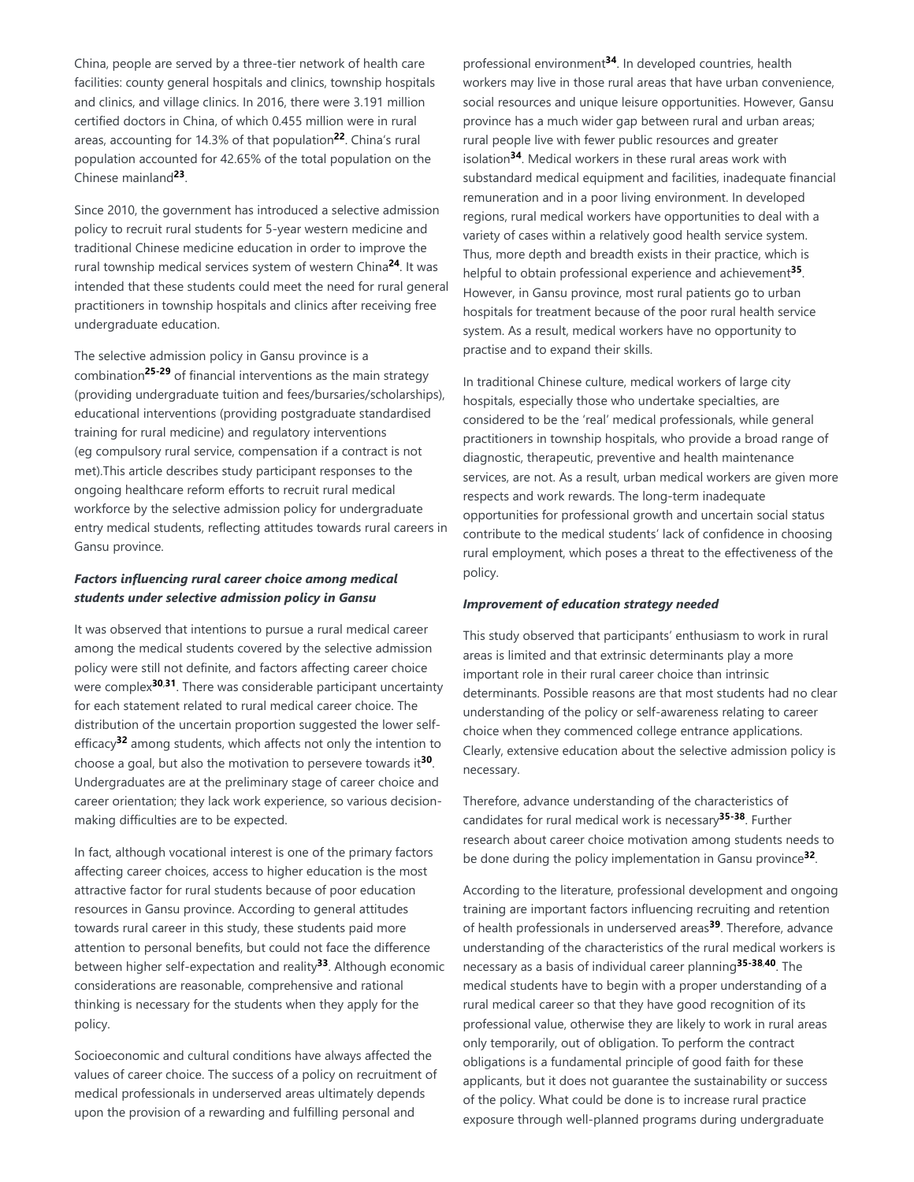China, people are served by a three-tier network of health care facilities: county general hospitals and clinics, township hospitals and clinics, and village clinics. In 2016, there were 3.191 million certified doctors in China, of which 0.455 million were in rural areas, accounting for 14.3% of that population[22]. China's rural population accounted for 42.65% of the total population on the Chinese mainland[23].

Since 2010, the government has introduced a selective admission policy to recruit rural students for 5-year western medicine and traditional Chinese medicine education in order to improve the rural township medical services system of western China[24]. It was intended that these students could meet the need for rural general practitioners in township hospitals and clinics after receiving free undergraduate education.

The selective admission policy in Gansu province is a combination[25-29] of financial interventions as the main strategy (providing undergraduate tuition and fees/bursaries/scholarships), educational interventions (providing postgraduate standardised training for rural medicine) and regulatory interventions (eg compulsory rural service, compensation if a contract is not met).This article describes study participant responses to the ongoing healthcare reform efforts to recruit rural medical workforce by the selective admission policy for undergraduate entry medical students, reflecting attitudes towards rural careers in Gansu province.

### *Factors influencing rural career choice among medical students under selective admission policy in Gansu*

It was observed that intentions to pursue a rural medical career among the medical students covered by the selective admission policy were still not definite, and factors affecting career choice were complex[30,31]. There was considerable participant uncertainty for each statement related to rural medical career choice. The distribution of the uncertain proportion suggested the lower self-efficacy[32] among students, which affects not only the intention to choose a goal, but also the motivation to persevere towards it[30]. Undergraduates are at the preliminary stage of career choice and career orientation; they lack work experience, so various decision-making difficulties are to be expected.

In fact, although vocational interest is one of the primary factors affecting career choices, access to higher education is the most attractive factor for rural students because of poor education resources in Gansu province. According to general attitudes towards rural career in this study, these students paid more attention to personal benefits, but could not face the difference between higher self-expectation and reality[33]. Although economic considerations are reasonable, comprehensive and rational thinking is necessary for the students when they apply for the policy.

Socioeconomic and cultural conditions have always affected the values of career choice. The success of a policy on recruitment of medical professionals in underserved areas ultimately depends upon the provision of a rewarding and fulfilling personal and professional environment[34]. In developed countries, health workers may live in those rural areas that have urban convenience, social resources and unique leisure opportunities. However, Gansu province has a much wider gap between rural and urban areas; rural people live with fewer public resources and greater isolation[34]. Medical workers in these rural areas work with substandard medical equipment and facilities, inadequate financial remuneration and in a poor living environment. In developed regions, rural medical workers have opportunities to deal with a variety of cases within a relatively good health service system. Thus, more depth and breadth exists in their practice, which is helpful to obtain professional experience and achievement[35]. However, in Gansu province, most rural patients go to urban hospitals for treatment because of the poor rural health service system. As a result, medical workers have no opportunity to practise and to expand their skills.

In traditional Chinese culture, medical workers of large city hospitals, especially those who undertake specialties, are considered to be the 'real' medical professionals, while general practitioners in township hospitals, who provide a broad range of diagnostic, therapeutic, preventive and health maintenance services, are not. As a result, urban medical workers are given more respects and work rewards. The long-term inadequate opportunities for professional growth and uncertain social status contribute to the medical students' lack of confidence in choosing rural employment, which poses a threat to the effectiveness of the policy.

### *Improvement of education strategy needed*

This study observed that participants' enthusiasm to work in rural areas is limited and that extrinsic determinants play a more important role in their rural career choice than intrinsic determinants. Possible reasons are that most students had no clear understanding of the policy or self-awareness relating to career choice when they commenced college entrance applications. Clearly, extensive education about the selective admission policy is necessary.

Therefore, advance understanding of the characteristics of candidates for rural medical work is necessary[35-38]. Further research about career choice motivation among students needs to be done during the policy implementation in Gansu province[32].

According to the literature, professional development and ongoing training are important factors influencing recruiting and retention of health professionals in underserved areas[39]. Therefore, advance understanding of the characteristics of the rural medical workers is necessary as a basis of individual career planning[35-38,40]. The medical students have to begin with a proper understanding of a rural medical career so that they have good recognition of its professional value, otherwise they are likely to work in rural areas only temporarily, out of obligation. To perform the contract obligations is a fundamental principle of good faith for these applicants, but it does not guarantee the sustainability or success of the policy. What could be done is to increase rural practice exposure through well-planned programs during undergraduate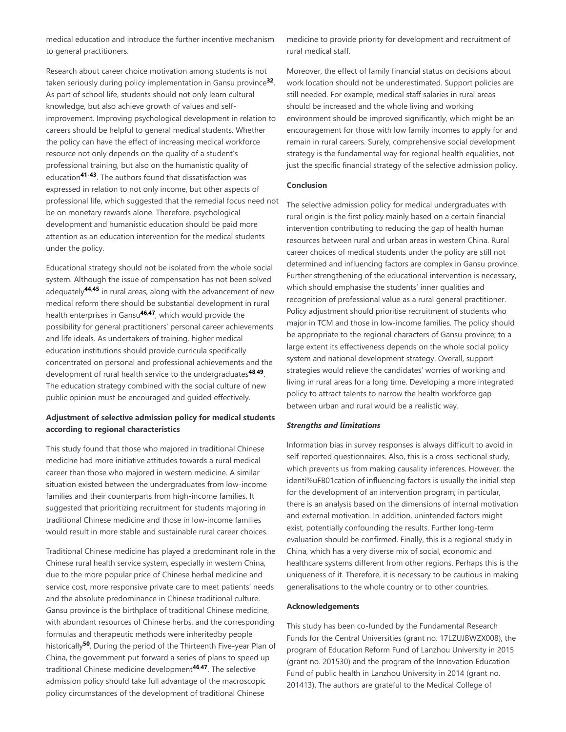medical education and introduce the further incentive mechanism to general practitioners.

Research about career choice motivation among students is not taken seriously during policy implementation in Gansu province[32]. As part of school life, students should not only learn cultural knowledge, but also achieve growth of values and self-improvement. Improving psychological development in relation to careers should be helpful to general medical students. Whether the policy can have the effect of increasing medical workforce resource not only depends on the quality of a student's professional training, but also on the humanistic quality of education[41-43]. The authors found that dissatisfaction was expressed in relation to not only income, but other aspects of professional life, which suggested that the remedial focus need not be on monetary rewards alone. Therefore, psychological development and humanistic education should be paid more attention as an education intervention for the medical students under the policy.

Educational strategy should not be isolated from the whole social system. Although the issue of compensation has not been solved adequately[44,45] in rural areas, along with the advancement of new medical reform there should be substantial development in rural health enterprises in Gansu[46,47], which would provide the possibility for general practitioners' personal career achievements and life ideals. As undertakers of training, higher medical education institutions should provide curricula specifically concentrated on personal and professional achievements and the development of rural health service to the undergraduates[48,49]. The education strategy combined with the social culture of new public opinion must be encouraged and guided effectively.

**Adjustment of selective admission policy for medical students according to regional characteristics**

This study found that those who majored in traditional Chinese medicine had more initiative attitudes towards a rural medical career than those who majored in western medicine. A similar situation existed between the undergraduates from low-income families and their counterparts from high-income families. It suggested that prioritizing recruitment for students majoring in traditional Chinese medicine and those in low-income families would result in more stable and sustainable rural career choices.

Traditional Chinese medicine has played a predominant role in the Chinese rural health service system, especially in western China, due to the more popular price of Chinese herbal medicine and service cost, more responsive private care to meet patients' needs and the absolute predominance in Chinese traditional culture. Gansu province is the birthplace of traditional Chinese medicine, with abundant resources of Chinese herbs, and the corresponding formulas and therapeutic methods were inheritedby people historically[50]. During the period of the Thirteenth Five-year Plan of China, the government put forward a series of plans to speed up traditional Chinese medicine development[46,47]. The selective admission policy should take full advantage of the macroscopic policy circumstances of the development of traditional Chinese medicine to provide priority for development and recruitment of rural medical staff.

Moreover, the effect of family financial status on decisions about work location should not be underestimated. Support policies are still needed. For example, medical staff salaries in rural areas should be increased and the whole living and working environment should be improved significantly, which might be an encouragement for those with low family incomes to apply for and remain in rural careers. Surely, comprehensive social development strategy is the fundamental way for regional health equalities, not just the specific financial strategy of the selective admission policy.

**Conclusion**

The selective admission policy for medical undergraduates with rural origin is the first policy mainly based on a certain financial intervention contributing to reducing the gap of health human resources between rural and urban areas in western China. Rural career choices of medical students under the policy are still not determined and influencing factors are complex in Gansu province. Further strengthening of the educational intervention is necessary, which should emphasise the students' inner qualities and recognition of professional value as a rural general practitioner. Policy adjustment should prioritise recruitment of students who major in TCM and those in low-income families. The policy should be appropriate to the regional characters of Gansu province; to a large extent its effectiveness depends on the whole social policy system and national development strategy. Overall, support strategies would relieve the candidates' worries of working and living in rural areas for a long time. Developing a more integrated policy to attract talents to narrow the health workforce gap between urban and rural would be a realistic way.

***Strengths and limitations***

Information bias in survey responses is always difficult to avoid in self-reported questionnaires. Also, this is a cross-sectional study, which prevents us from making causality inferences. However, the identi%uFB01cation of influencing factors is usually the initial step for the development of an intervention program; in particular, there is an analysis based on the dimensions of internal motivation and external motivation. In addition, unintended factors might exist, potentially confounding the results. Further long-term evaluation should be confirmed. Finally, this is a regional study in China, which has a very diverse mix of social, economic and healthcare systems different from other regions. Perhaps this is the uniqueness of it. Therefore, it is necessary to be cautious in making generalisations to the whole country or to other countries.

**Acknowledgements**

This study has been co-funded by the Fundamental Research Funds for the Central Universities (grant no. 17LZUJBWZX008), the program of Education Reform Fund of Lanzhou University in 2015 (grant no. 201530) and the program of the Innovation Education Fund of public health in Lanzhou University in 2014 (grant no. 201413). The authors are grateful to the Medical College of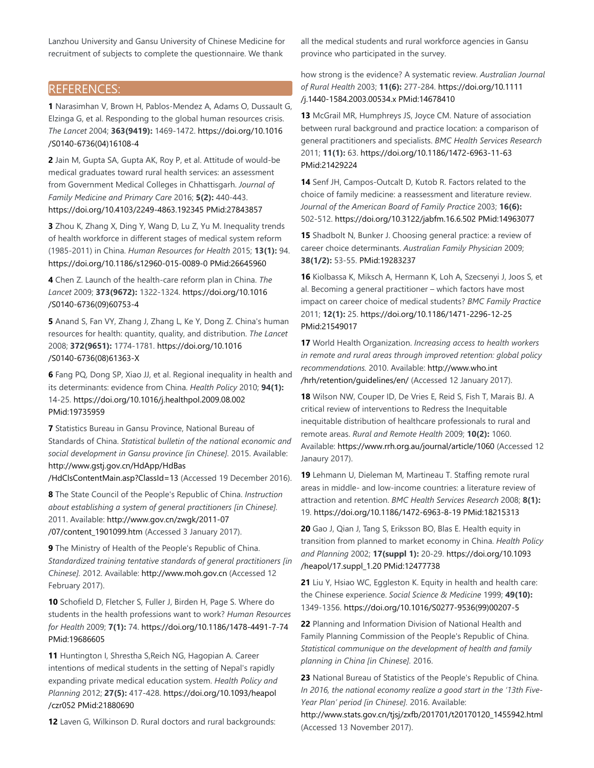Lanzhou University and Gansu University of Chinese Medicine for recruitment of subjects to complete the questionnaire. We thank all the medical students and rural workforce agencies in Gansu province who participated in the survey.

## REFERENCES:

**1** Narasimhan V, Brown H, Pablos-Mendez A, Adams O, Dussault G, Elzinga G, et al. Responding to the global human resources crisis. *The Lancet* 2004; **363(9419):** 1469-1472. https://doi.org/10.1016/S0140-6736(04)16108-4

**2** Jain M, Gupta SA, Gupta AK, Roy P, et al. Attitude of would-be medical graduates toward rural health services: an assessment from Government Medical Colleges in Chhattisgarh. *Journal of Family Medicine and Primary Care* 2016; **5(2):** 440-443. https://doi.org/10.4103/2249-4863.192345 PMid:27843857

**3** Zhou K, Zhang X, Ding Y, Wang D, Lu Z, Yu M. Inequality trends of health workforce in different stages of medical system reform (1985-2011) in China. *Human Resources for Health* 2015; **13(1):** 94. https://doi.org/10.1186/s12960-015-0089-0 PMid:26645960

**4** Chen Z. Launch of the health-care reform plan in China. *The Lancet* 2009; **373(9672):** 1322-1324. https://doi.org/10.1016/S0140-6736(09)60753-4

**5** Anand S, Fan VY, Zhang J, Zhang L, Ke Y, Dong Z. China's human resources for health: quantity, quality, and distribution. *The Lancet* 2008; **372(9651):** 1774-1781. https://doi.org/10.1016/S0140-6736(08)61363-X

**6** Fang PQ, Dong SP, Xiao JJ, et al. Regional inequality in health and its determinants: evidence from China. *Health Policy* 2010; **94(1):** 14-25. https://doi.org/10.1016/j.healthpol.2009.08.002 PMid:19735959

**7** Statistics Bureau in Gansu Province, National Bureau of Standards of China. *Statistical bulletin of the national economic and social development in Gansu province [in Chinese]*. 2015. Available: http://www.gstj.gov.cn/HdApp/HdBas/HdClsContentMain.asp?ClassId=13 (Accessed 19 December 2016).

**8** The State Council of the People's Republic of China. *Instruction about establishing a system of general practitioners [in Chinese].* 2011. Available: http://www.gov.cn/zwgk/2011-07/07/content_1901099.htm (Accessed 3 January 2017).

**9** The Ministry of Health of the People's Republic of China. *Standardized training tentative standards of general practitioners [in Chinese].* 2012. Available: http://www.moh.gov.cn (Accessed 12 February 2017).

**10** Schofield D, Fletcher S, Fuller J, Birden H, Page S. Where do students in the health professions want to work? *Human Resources for Health* 2009; **7(1):** 74. https://doi.org/10.1186/1478-4491-7-74 PMid:19686605

**11** Huntington I, Shrestha S,Reich NG, Hagopian A. Career intentions of medical students in the setting of Nepal's rapidly expanding private medical education system. *Health Policy and Planning* 2012; **27(5):** 417-428. https://doi.org/10.1093/heapol/czr052 PMid:21880690

**12** Laven G, Wilkinson D. Rural doctors and rural backgrounds: how strong is the evidence? A systematic review. *Australian Journal of Rural Health* 2003; **11(6):** 277-284. https://doi.org/10.1111/j.1440-1584.2003.00534.x PMid:14678410

**13** McGrail MR, Humphreys JS, Joyce CM. Nature of association between rural background and practice location: a comparison of general practitioners and specialists. *BMC Health Services Research* 2011; **11(1):** 63. https://doi.org/10.1186/1472-6963-11-63 PMid:21429224

**14** Senf JH, Campos-Outcalt D, Kutob R. Factors related to the choice of family medicine: a reassessment and literature review. *Journal of the American Board of Family Practice* 2003; **16(6):** 502-512. https://doi.org/10.3122/jabfm.16.6.502 PMid:14963077

**15** Shadbolt N, Bunker J. Choosing general practice: a review of career choice determinants. *Australian Family Physician* 2009; **38(1/2):** 53-55. PMid:19283237

**16** Kiolbassa K, Miksch A, Hermann K, Loh A, Szecsenyi J, Joos S, et al. Becoming a general practitioner – which factors have most impact on career choice of medical students? *BMC Family Practice* 2011; **12(1):** 25. https://doi.org/10.1186/1471-2296-12-25 PMid:21549017

**17** World Health Organization. *Increasing access to health workers in remote and rural areas through improved retention: global policy recommendations.* 2010. Available: http://www.who.int/hrh/retention/guidelines/en/ (Accessed 12 January 2017).

**18** Wilson NW, Couper ID, De Vries E, Reid S, Fish T, Marais BJ. A critical review of interventions to Redress the Inequitable inequitable distribution of healthcare professionals to rural and remote areas. *Rural and Remote Health* 2009; **10(2):** 1060. Available: https://www.rrh.org.au/journal/article/1060 (Accessed 12 Janaury 2017).

**19** Lehmann U, Dieleman M, Martineau T. Staffing remote rural areas in middle- and low-income countries: a literature review of attraction and retention. *BMC Health Services Research* 2008; **8(1):** 19. https://doi.org/10.1186/1472-6963-8-19 PMid:18215313

**20** Gao J, Qian J, Tang S, Eriksson BO, Blas E. Health equity in transition from planned to market economy in China. *Health Policy and Planning* 2002; **17(suppl 1):** 20-29. https://doi.org/10.1093/heapol/17.suppl_1.20 PMid:12477738

**21** Liu Y, Hsiao WC, Eggleston K. Equity in health and health care: the Chinese experience. *Social Science & Medicine* 1999; **49(10):** 1349-1356. https://doi.org/10.1016/S0277-9536(99)00207-5

**22** Planning and Information Division of National Health and Family Planning Commission of the People's Republic of China. *Statistical communique on the development of health and family planning in China [in Chinese].* 2016.

**23** National Bureau of Statistics of the People's Republic of China. *In 2016, the national economy realize a good start in the '13th Five-Year Plan' period [in Chinese].* 2016. Available: http://www.stats.gov.cn/tjsj/zxfb/201701/t20170120_1455942.html (Accessed 13 November 2017).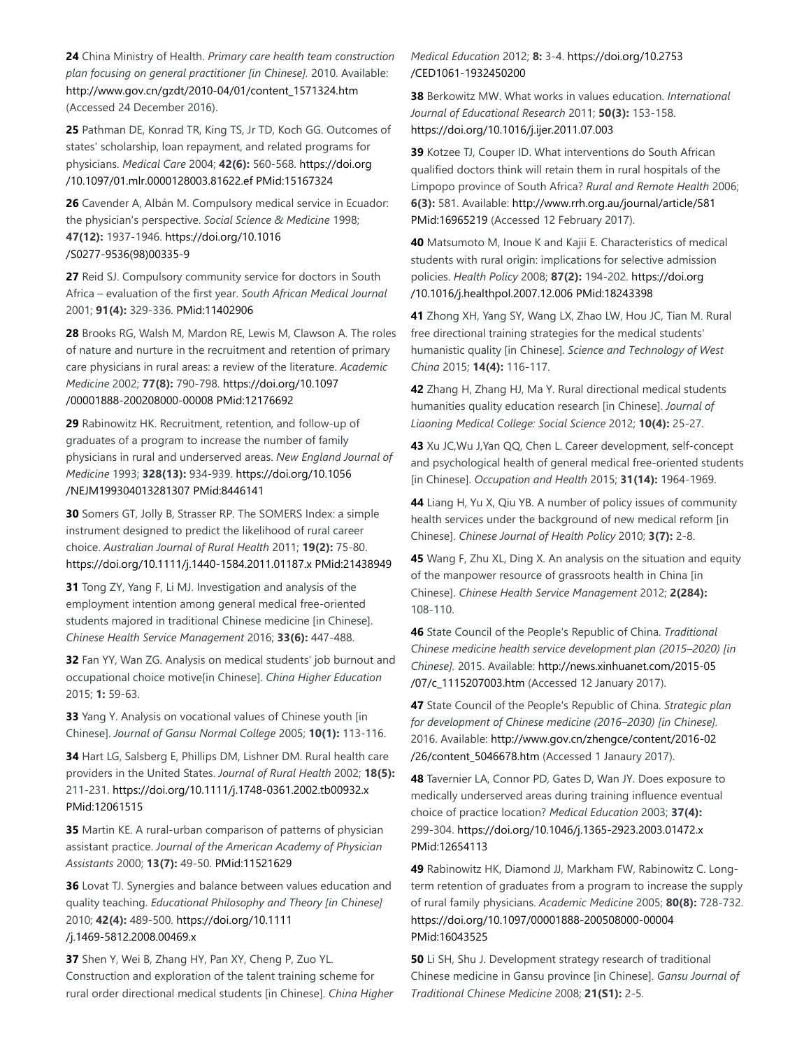**24** China Ministry of Health. *Primary care health team construction plan focusing on general practitioner [in Chinese].* 2010. Available: http://www.gov.cn/gzdt/2010-04/01/content_1571324.htm (Accessed 24 December 2016).

**25** Pathman DE, Konrad TR, King TS, Jr TD, Koch GG. Outcomes of states' scholarship, loan repayment, and related programs for physicians. *Medical Care* 2004; **42(6):** 560-568. https://doi.org/10.1097/01.mlr.0000128003.81622.ef PMid:15167324

**26** Cavender A, Albán M. Compulsory medical service in Ecuador: the physician's perspective. *Social Science & Medicine* 1998; **47(12):** 1937-1946. https://doi.org/10.1016/S0277-9536(98)00335-9

**27** Reid SJ. Compulsory community service for doctors in South Africa – evaluation of the first year. *South African Medical Journal* 2001; **91(4):** 329-336. PMid:11402906

**28** Brooks RG, Walsh M, Mardon RE, Lewis M, Clawson A. The roles of nature and nurture in the recruitment and retention of primary care physicians in rural areas: a review of the literature. *Academic Medicine* 2002; **77(8):** 790-798. https://doi.org/10.1097/00001888-200208000-00008 PMid:12176692

**29** Rabinowitz HK. Recruitment, retention, and follow-up of graduates of a program to increase the number of family physicians in rural and underserved areas. *New England Journal of Medicine* 1993; **328(13):** 934-939. https://doi.org/10.1056/NEJM199304013281307 PMid:8446141

**30** Somers GT, Jolly B, Strasser RP. The SOMERS Index: a simple instrument designed to predict the likelihood of rural career choice. *Australian Journal of Rural Health* 2011; **19(2):** 75-80. https://doi.org/10.1111/j.1440-1584.2011.01187.x PMid:21438949

**31** Tong ZY, Yang F, Li MJ. Investigation and analysis of the employment intention among general medical free-oriented students majored in traditional Chinese medicine [in Chinese]. *Chinese Health Service Management* 2016; **33(6):** 447-488.

**32** Fan YY, Wan ZG. Analysis on medical students' job burnout and occupational choice motive[in Chinese]. *China Higher Education* 2015; **1:** 59-63.

**33** Yang Y. Analysis on vocational values of Chinese youth [in Chinese]. *Journal of Gansu Normal College* 2005; **10(1):** 113-116.

**34** Hart LG, Salsberg E, Phillips DM, Lishner DM. Rural health care providers in the United States. *Journal of Rural Health* 2002; **18(5):** 211-231. https://doi.org/10.1111/j.1748-0361.2002.tb00932.x PMid:12061515

**35** Martin KE. A rural-urban comparison of patterns of physician assistant practice. *Journal of the American Academy of Physician Assistants* 2000; **13(7):** 49-50. PMid:11521629

**36** Lovat TJ. Synergies and balance between values education and quality teaching. *Educational Philosophy and Theory [in Chinese]* 2010; **42(4):** 489-500. https://doi.org/10.1111/j.1469-5812.2008.00469.x

**37** Shen Y, Wei B, Zhang HY, Pan XY, Cheng P, Zuo YL. Construction and exploration of the talent training scheme for rural order directional medical students [in Chinese]. *China Higher Medical Education* 2012; **8:** 3-4. https://doi.org/10.2753/CED1061-1932450200

**38** Berkowitz MW. What works in values education. *International Journal of Educational Research* 2011; **50(3):** 153-158. https://doi.org/10.1016/j.ijer.2011.07.003

**39** Kotzee TJ, Couper ID. What interventions do South African qualified doctors think will retain them in rural hospitals of the Limpopo province of South Africa? *Rural and Remote Health* 2006; **6(3):** 581. Available: http://www.rrh.org.au/journal/article/581 PMid:16965219 (Accessed 12 February 2017).

**40** Matsumoto M, Inoue K and Kajii E. Characteristics of medical students with rural origin: implications for selective admission policies. *Health Policy* 2008; **87(2):** 194-202. https://doi.org/10.1016/j.healthpol.2007.12.006 PMid:18243398

**41** Zhong XH, Yang SY, Wang LX, Zhao LW, Hou JC, Tian M. Rural free directional training strategies for the medical students' humanistic quality [in Chinese]. *Science and Technology of West China* 2015; **14(4):** 116-117.

**42** Zhang H, Zhang HJ, Ma Y. Rural directional medical students humanities quality education research [in Chinese]. *Journal of Liaoning Medical College: Social Science* 2012; **10(4):** 25-27.

**43** Xu JC,Wu J,Yan QQ, Chen L. Career development, self-concept and psychological health of general medical free-oriented students [in Chinese]. *Occupation and Health* 2015; **31(14):** 1964-1969.

**44** Liang H, Yu X, Qiu YB. A number of policy issues of community health services under the background of new medical reform [in Chinese]. *Chinese Journal of Health Policy* 2010; **3(7):** 2-8.

**45** Wang F, Zhu XL, Ding X. An analysis on the situation and equity of the manpower resource of grassroots health in China [in Chinese]. *Chinese Health Service Management* 2012; **2(284):** 108-110.

**46** State Council of the People's Republic of China. *Traditional Chinese medicine health service development plan (2015–2020) [in Chinese].* 2015. Available: http://news.xinhuanet.com/2015-05/07/c_1115207003.htm (Accessed 12 January 2017).

**47** State Council of the People's Republic of China. *Strategic plan for development of Chinese medicine (2016–2030) [in Chinese].* 2016. Available: http://www.gov.cn/zhengce/content/2016-02/26/content_5046678.htm (Accessed 1 Janaury 2017).

**48** Tavernier LA, Connor PD, Gates D, Wan JY. Does exposure to medically underserved areas during training influence eventual choice of practice location? *Medical Education* 2003; **37(4):** 299-304. https://doi.org/10.1046/j.1365-2923.2003.01472.x PMid:12654113

**49** Rabinowitz HK, Diamond JJ, Markham FW, Rabinowitz C. Long-term retention of graduates from a program to increase the supply of rural family physicians. *Academic Medicine* 2005; **80(8):** 728-732. https://doi.org/10.1097/00001888-200508000-00004 PMid:16043525

**50** Li SH, Shu J. Development strategy research of traditional Chinese medicine in Gansu province [in Chinese]. *Gansu Journal of Traditional Chinese Medicine* 2008; **21(S1):** 2-5.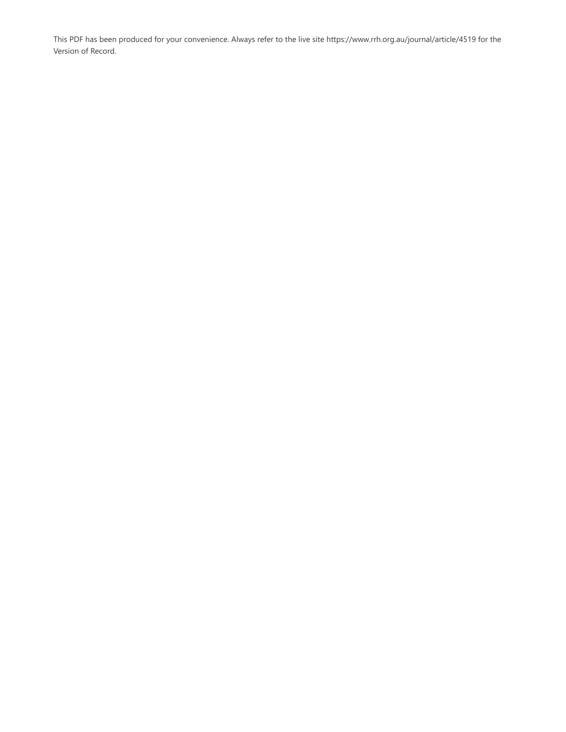This PDF has been produced for your convenience. Always refer to the live site https://www.rrh.org.au/journal/article/4519 for the Version of Record.